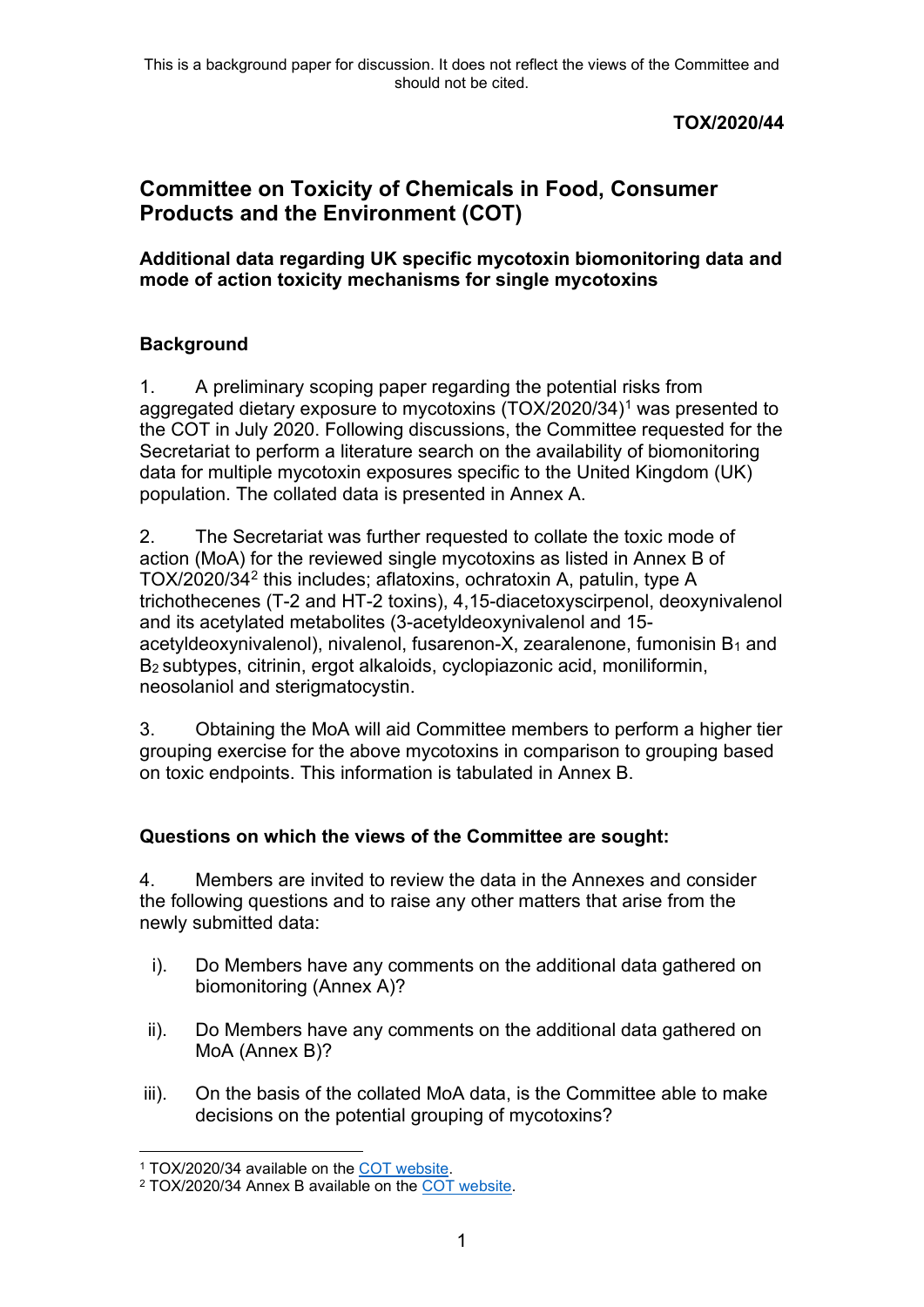This is a background paper for discussion. It does not reflect the views of the Committee and should not be cited.

**TOX/2020/44**

# Committee on Toxicity of Chemicals in Food, Consumer Products and the Environment (COT)

**Additional data regarding UK specific mycotoxin biomonitoring data and mode of action toxicity mechanisms for single mycotoxins**

## Background

1. A preliminary scoping paper regarding the potential risks from aggregated dietary exposure to mycotoxins (TOX/2020/34)[1] was presented to the COT in July 2020. Following discussions, the Committee requested for the Secretariat to perform a literature search on the availability of biomonitoring data for multiple mycotoxin exposures specific to the United Kingdom (UK) population. The collated data is presented in Annex A.

2. The Secretariat was further requested to collate the toxic mode of action (MoA) for the reviewed single mycotoxins as listed in Annex B of TOX/2020/34[2] this includes; aflatoxins, ochratoxin A, patulin, type A trichothecenes (T-2 and HT-2 toxins), 4,15-diacetoxyscirpenol, deoxynivalenol and its acetylated metabolites (3-acetyldeoxynivalenol and 15-acetyldeoxynivalenol), nivalenol, fusarenon-X, zearalenone, fumonisin $B_1$ and $B_2$ subtypes, citrinin, ergot alkaloids, cyclopiazonic acid, moniliformin, neosolaniol and sterigmatocystin.

3. Obtaining the MoA will aid Committee members to perform a higher tier grouping exercise for the above mycotoxins in comparison to grouping based on toxic endpoints. This information is tabulated in Annex B.

## Questions on which the views of the Committee are sought:

4. Members are invited to review the data in the Annexes and consider the following questions and to raise any other matters that arise from the newly submitted data:

i). Do Members have any comments on the additional data gathered on biomonitoring (Annex A)?

ii). Do Members have any comments on the additional data gathered on MoA (Annex B)?

iii). On the basis of the collated MoA data, is the Committee able to make decisions on the potential grouping of mycotoxins?

[1] TOX/2020/34 available on the COT website.

[2] TOX/2020/34 Annex B available on the COT website.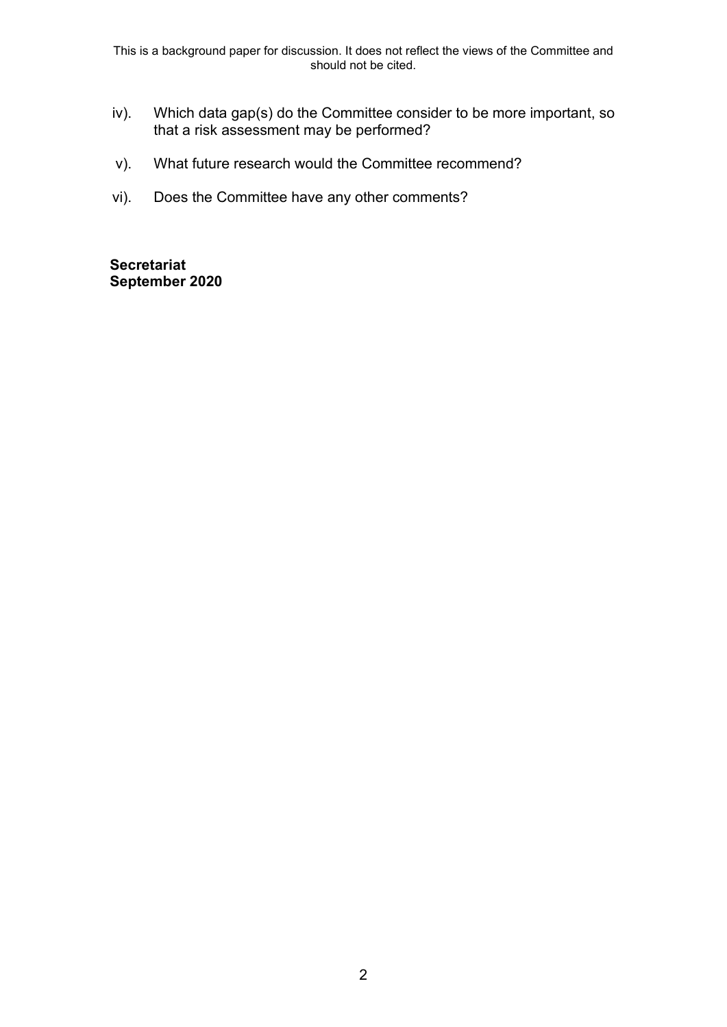iv). Which data gap(s) do the Committee consider to be more important, so that a risk assessment may be performed?

v). What future research would the Committee recommend?

vi). Does the Committee have any other comments?

**Secretariat**
**September 2020**